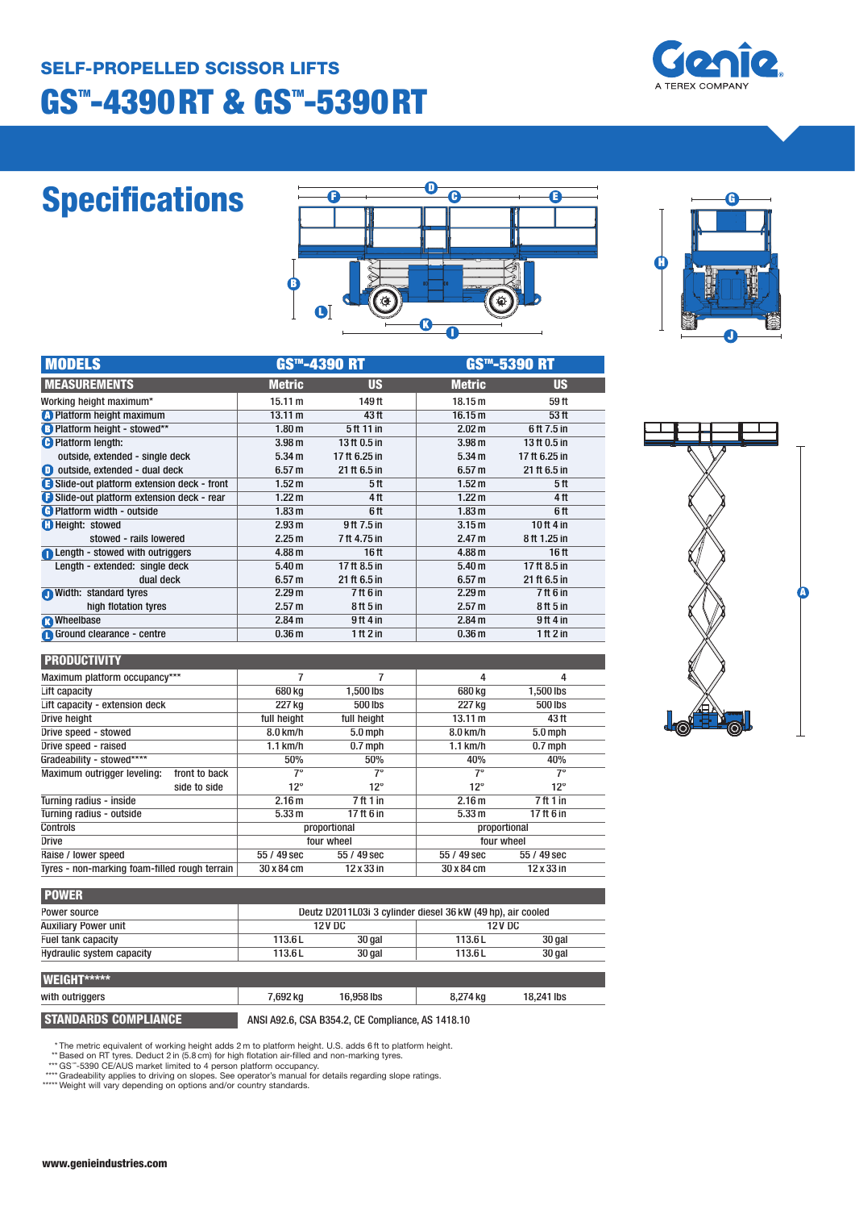SELF-PROPELLED SCISSOR LIFTS

# GS™-4390 RT & GS™-5390 RT

# Specifications

| MODELS | GS™-4390 RT | | GS™-5390 RT | |
|---|---|---|---|---|
| **MEASUREMENTS** | **Metric** | **US** | **Metric** | **US** |
| Working height maximum* | 15.11 m | 149 ft | 18.15 m | 59 ft |
| A Platform height maximum | 13.11 m | 43 ft | 16.15 m | 53 ft |
| B Platform height - stowed** | 1.80 m | 5 ft 11 in | 2.02 m | 6 ft 7.5 in |
| C Platform length: | 3.98 m | 13 ft 0.5 in | 3.98 m | 13 ft 0.5 in |
| outside, extended - single deck | 5.34 m | 17 ft 6.25 in | 5.34 m | 17 ft 6.25 in |
| D outside, extended - dual deck | 6.57 m | 21 ft 6.5 in | 6.57 m | 21 ft 6.5 in |
| E Slide-out platform extension deck - front | 1.52 m | 5 ft | 1.52 m | 5 ft |
| F Slide-out platform extension deck - rear | 1.22 m | 4 ft | 1.22 m | 4 ft |
| G Platform width - outside | 1.83 m | 6 ft | 1.83 m | 6 ft |
| H Height: stowed | 2.93 m | 9 ft 7.5 in | 3.15 m | 10 ft 4 in |
| stowed - rails lowered | 2.25 m | 7 ft 4.75 in | 2.47 m | 8 ft 1.25 in |
| I Length - stowed with outriggers | 4.88 m | 16 ft | 4.88 m | 16 ft |
| Length - extended: single deck | 5.40 m | 17 ft 8.5 in | 5.40 m | 17 ft 8.5 in |
| dual deck | 6.57 m | 21 ft 6.5 in | 6.57 m | 21 ft 6.5 in |
| J Width: standard tyres | 2.29 m | 7 ft 6 in | 2.29 m | 7 ft 6 in |
| high flotation tyres | 2.57 m | 8 ft 5 in | 2.57 m | 8 ft 5 in |
| K Wheelbase | 2.84 m | 9 ft 4 in | 2.84 m | 9 ft 4 in |
| L Ground clearance - centre | 0.36 m | 1 ft 2 in | 0.36 m | 1 ft 2 in |

| PRODUCTIVITY | | | | |
|---|---|---|---|---|
| Maximum platform occupancy*** | 7 | 7 | 4 | 4 |
| Lift capacity | 680 kg | 1,500 lbs | 680 kg | 1,500 lbs |
| Lift capacity - extension deck | 227 kg | 500 lbs | 227 kg | 500 lbs |
| Drive height | full height | full height | 13.11 m | 43 ft |
| Drive speed - stowed | 8.0 km/h | 5.0 mph | 8.0 km/h | 5.0 mph |
| Drive speed - raised | 1.1 km/h | 0.7 mph | 1.1 km/h | 0.7 mph |
| Gradeability - stowed**** | 50% | 50% | 40% | 40% |
| Maximum outrigger leveling: front to back | 7° | 7° | 7° | 7° |
| side to side | 12° | 12° | 12° | 12° |
| Turning radius - inside | 2.16 m | 7 ft 1 in | 2.16 m | 7 ft 1 in |
| Turning radius - outside | 5.33 m | 17 ft 6 in | 5.33 m | 17 ft 6 in |
| Controls | proportional | | proportional | |
| Drive | four wheel | | four wheel | |
| Raise / lower speed | 55 / 49 sec | 55 / 49 sec | 55 / 49 sec | 55 / 49 sec |
| Tyres - non-marking foam-filled rough terrain | 30 x 84 cm | 12 x 33 in | 30 x 84 cm | 12 x 33 in |

| POWER | | | | |
|---|---|---|---|---|
| Power source | Deutz D2011L03i 3 cylinder diesel 36 kW (49 hp), air cooled | | | |
| Auxiliary Power unit | 12V DC | | 12V DC | |
| Fuel tank capacity | 113.6 L | 30 gal | 113.6 L | 30 gal |
| Hydraulic system capacity | 113.6 L | 30 gal | 113.6 L | 30 gal |

| WEIGHT***** | | | | |
|---|---|---|---|---|
| with outriggers | 7,692 kg | 16,958 lbs | 8,274 kg | 18,241 lbs |

| STANDARDS COMPLIANCE | ANSI A92.6, CSA B354.2, CE Compliance, AS 1418.10 |
|---|---|

\* The metric equivalent of working height adds 2 m to platform height. U.S. adds 6 ft to platform height.
** Based on RT tyres. Deduct 2 in (5.8 cm) for high flotation air-filled and non-marking tyres.
*** GS™-5390 CE/AUS market limited to 4 person platform occupancy.
**** Gradeability applies to driving on slopes. See operator's manual for details regarding slope ratings.
***** Weight will vary depending on options and/or country standards.

www.genieindustries.com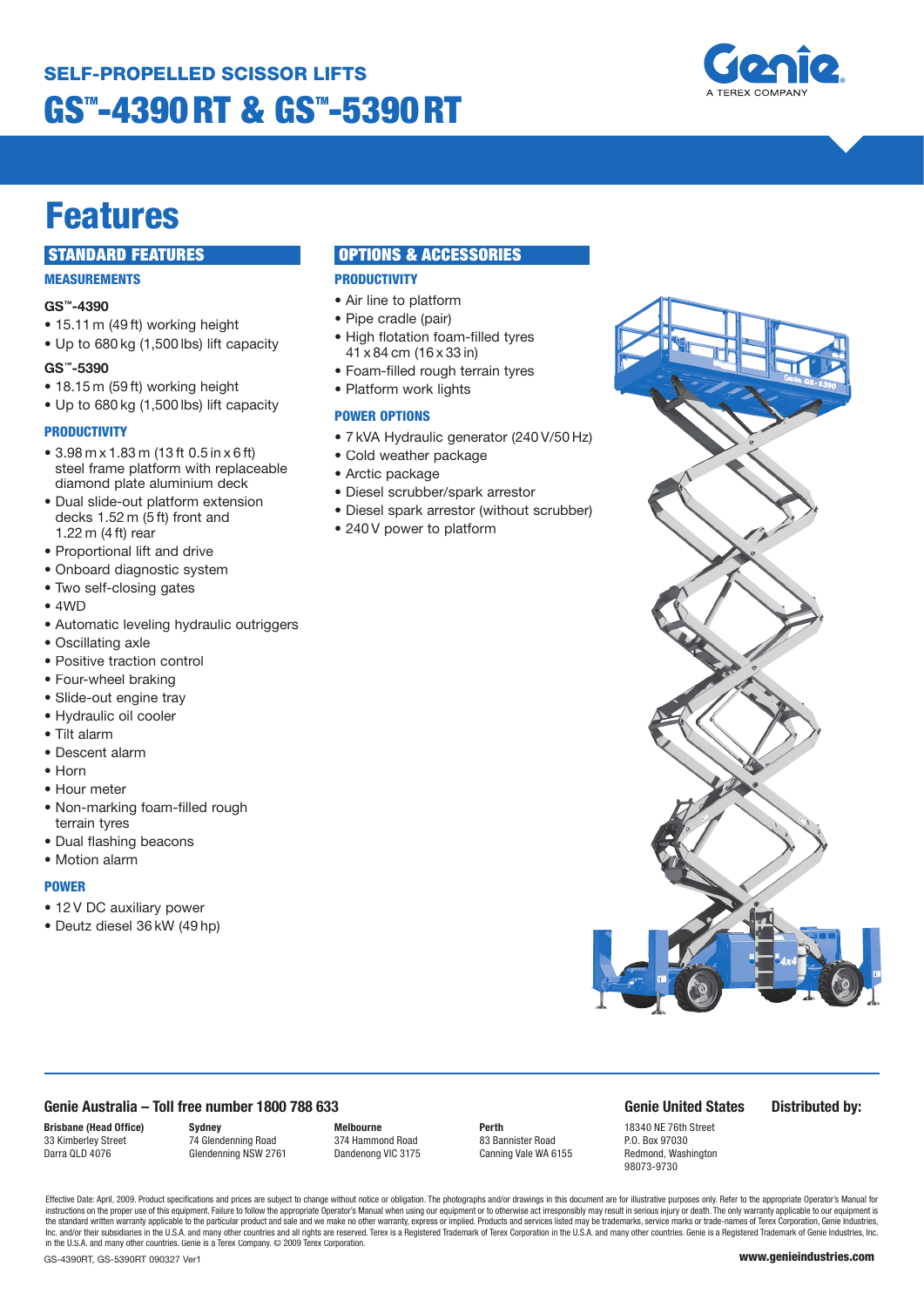SELF-PROPELLED SCISSOR LIFTS

# GS™-4390 RT & GS™-5390 RT

## Features

### STANDARD FEATURES

#### MEASUREMENTS

**GS™-4390**

- 15.11 m (49 ft) working height
- Up to 680 kg (1,500 lbs) lift capacity

**GS™-5390**

- 18.15 m (59 ft) working height
- Up to 680 kg (1,500 lbs) lift capacity

#### PRODUCTIVITY

- 3.98 m x 1.83 m (13 ft 0.5 in x 6 ft) steel frame platform with replaceable diamond plate aluminium deck
- Dual slide-out platform extension decks 1.52 m (5 ft) front and 1.22 m (4 ft) rear
- Proportional lift and drive
- Onboard diagnostic system
- Two self-closing gates
- 4WD
- Automatic leveling hydraulic outriggers
- Oscillating axle
- Positive traction control
- Four-wheel braking
- Slide-out engine tray
- Hydraulic oil cooler
- Tilt alarm
- Descent alarm
- Horn
- Hour meter
- Non-marking foam-filled rough terrain tyres
- Dual flashing beacons
- Motion alarm

#### POWER

- 12 V DC auxiliary power
- Deutz diesel 36 kW (49 hp)

### OPTIONS & ACCESSORIES

#### PRODUCTIVITY

- Air line to platform
- Pipe cradle (pair)
- High flotation foam-filled tyres 41 x 84 cm (16 x 33 in)
- Foam-filled rough terrain tyres
- Platform work lights

#### POWER OPTIONS

- 7 kVA Hydraulic generator (240 V/50 Hz)
- Cold weather package
- Arctic package
- Diesel scrubber/spark arrestor
- Diesel spark arrestor (without scrubber)
- 240 V power to platform

**Genie Australia – Toll free number 1800 788 633**

**Brisbane (Head Office)**
33 Kimberley Street
Darra QLD 4076

**Sydney**
74 Glendenning Road
Glendenning NSW 2761

**Melbourne**
374 Hammond Road
Dandenong VIC 3175

**Perth**
83 Bannister Road
Canning Vale WA 6155

**Genie United States**
18340 NE 76th Street
P.O. Box 97030
Redmond, Washington
98073-9730

**Distributed by:**

Effective Date: April, 2009. Product specifications and prices are subject to change without notice or obligation. The photographs and/or drawings in this document are for illustrative purposes only. Refer to the appropriate Operator's Manual for instructions on the proper use of this equipment. Failure to follow the appropriate Operator's Manual when using our equipment or to otherwise act irresponsibly may result in serious injury or death. The only warranty applicable to our equipment is the standard written warranty applicable to the particular product and sale and we make no other warranty, express or implied. Products and services listed may be trademarks, service marks or trade-names of Terex Corporation, Genie Industries, Inc. and/or their subsidiaries in the U.S.A. and many other countries and all rights are reserved. Terex is a Registered Trademark of Terex Corporation in the U.S.A. and many other countries. Genie is a Registered Trademark of Genie Industries, Inc. in the U.S.A. and many other countries. Genie is a Terex Company. © 2009 Terex Corporation.

GS-4390RT, GS-5390RT 090327 Ver1

**www.genieindustries.com**